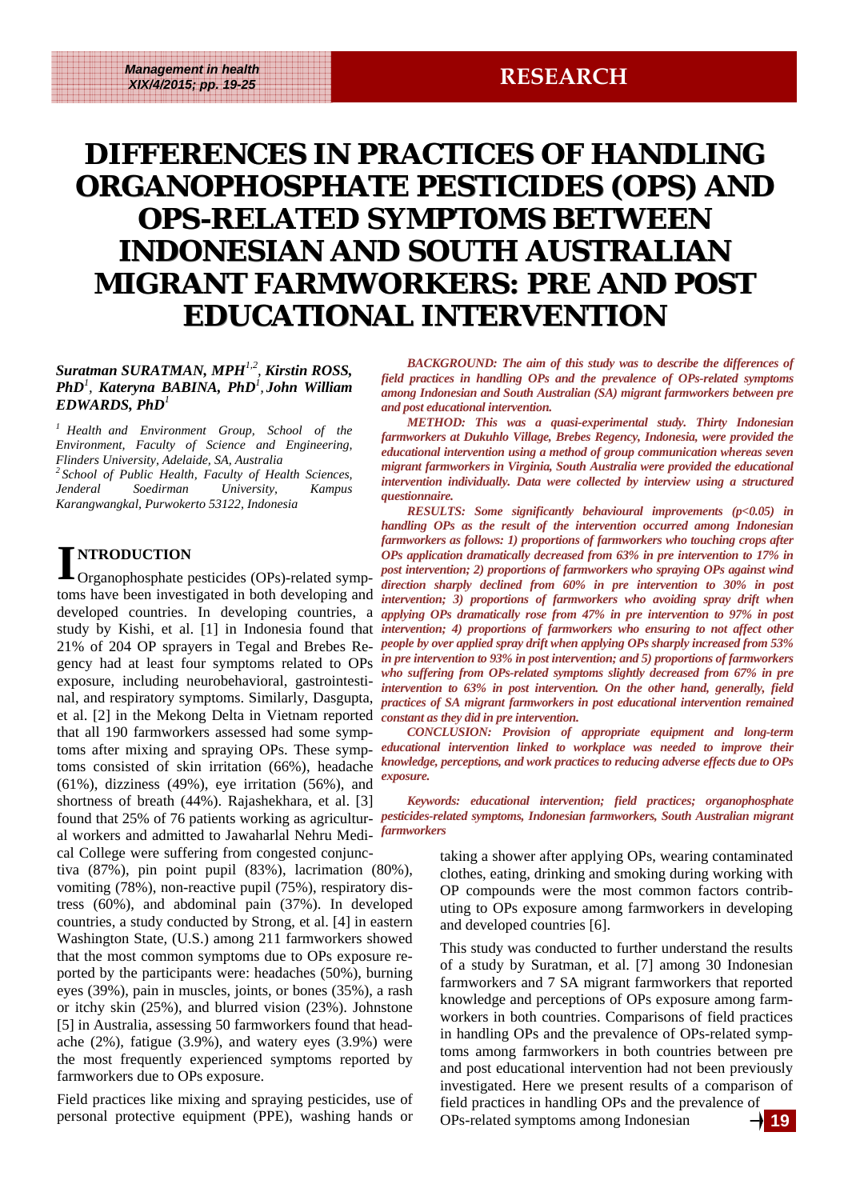RESEARCH

# DIFFERENCES IN PRACTICES OF HANDLING ORGANOPHOSPHATE PESTICIDES (OPS) AND OPS-RELATED SYMPTOMS BETWEEN INDONESIAN AND SOUTH AUSTRALIAN MIGRANT FARMWORKERS: PRE AND POST EDUCATIONAL INTERVENTION

***Suratman SURATMAN, MPH[1,2], Kirstin ROSS, PhD[1], Kateryna BABINA, PhD[1], John William EDWARDS, PhD[1]***

*[1] Health and Environment Group, School of the Environment, Faculty of Science and Engineering, Flinders University, Adelaide, SA, Australia*
*[2] School of Public Health, Faculty of Health Sciences, Jenderal Soedirman University, Kampus Karangwangkal, Purwokerto 53122, Indonesia*

***BACKGROUND: The aim of this study was to describe the differences of field practices in handling OPs and the prevalence of OPs-related symptoms among Indonesian and South Australian (SA) migrant farmworkers between pre and post educational intervention.***

***METHOD: This was a quasi-experimental study. Thirty Indonesian farmworkers at Dukuhlo Village, Brebes Regency, Indonesia, were provided the educational intervention using a method of group communication whereas seven migrant farmworkers in Virginia, South Australia were provided the educational intervention individually. Data were collected by interview using a structured questionnaire.***

***RESULTS: Some significantly behavioural improvements ($p<0.05$) in handling OPs as the result of the intervention occurred among Indonesian farmworkers as follows: 1) proportions of farmworkers who touching crops after OPs application dramatically decreased from 63% in pre intervention to 17% in post intervention; 2) proportions of farmworkers who spraying OPs against wind direction sharply declined from 60% in pre intervention to 30% in post intervention; 3) proportions of farmworkers who avoiding spray drift when applying OPs dramatically rose from 47% in pre intervention to 97% in post intervention; 4) proportions of farmworkers who ensuring to not affect other people by over applied spray drift when applying OPs sharply increased from 53% in pre intervention to 93% in post intervention; and 5) proportions of farmworkers who suffering from OPs-related symptoms slightly decreased from 67% in pre intervention to 63% in post intervention. On the other hand, generally, field practices of SA migrant farmworkers in post educational intervention remained constant as they did in pre intervention.***

***CONCLUSION: Provision of appropriate equipment and long-term educational intervention linked to workplace was needed to improve their knowledge, perceptions, and work practices to reducing adverse effects due to OPs exposure.***

***Keywords: educational intervention; field practices; organophosphate pesticides-related symptoms, Indonesian farmworkers, South Australian migrant farmworkers***

## INTRODUCTION

Organophosphate pesticides (OPs)-related symptoms have been investigated in both developing and developed countries. In developing countries, a study by Kishi, et al. [1] in Indonesia found that 21% of 204 OP sprayers in Tegal and Brebes Regency had at least four symptoms related to OPs exposure, including neurobehavioral, gastrointestinal, and respiratory symptoms. Similarly, Dasgupta, et al. [2] in the Mekong Delta in Vietnam reported that all 190 farmworkers assessed had some symptoms after mixing and spraying OPs. These symptoms consisted of skin irritation (66%), headache (61%), dizziness (49%), eye irritation (56%), and shortness of breath (44%). Rajashekhara, et al. [3] found that 25% of 76 patients working as agricultural workers and admitted to Jawaharlal Nehru Medical College were suffering from congested conjunctiva (87%), pin point pupil (83%), lacrimation (80%), vomiting (78%), non-reactive pupil (75%), respiratory distress (60%), and abdominal pain (37%). In developed countries, a study conducted by Strong, et al. [4] in eastern Washington State, (U.S.) among 211 farmworkers showed that the most common symptoms due to OPs exposure reported by the participants were: headaches (50%), burning eyes (39%), pain in muscles, joints, or bones (35%), a rash or itchy skin (25%), and blurred vision (23%). Johnstone [5] in Australia, assessing 50 farmworkers found that headache (2%), fatigue (3.9%), and watery eyes (3.9%) were the most frequently experienced symptoms reported by farmworkers due to OPs exposure.

Field practices like mixing and spraying pesticides, use of personal protective equipment (PPE), washing hands or taking a shower after applying OPs, wearing contaminated clothes, eating, drinking and smoking during working with OP compounds were the most common factors contributing to OPs exposure among farmworkers in developing and developed countries [6].

This study was conducted to further understand the results of a study by Suratman, et al. [7] among 30 Indonesian farmworkers and 7 SA migrant farmworkers that reported knowledge and perceptions of OPs exposure among farmworkers in both countries. Comparisons of field practices in handling OPs and the prevalence of OPs-related symptoms among farmworkers in both countries between pre and post educational intervention had not been previously investigated. Here we present results of a comparison of field practices in handling OPs and the prevalence of OPs-related symptoms among Indonesian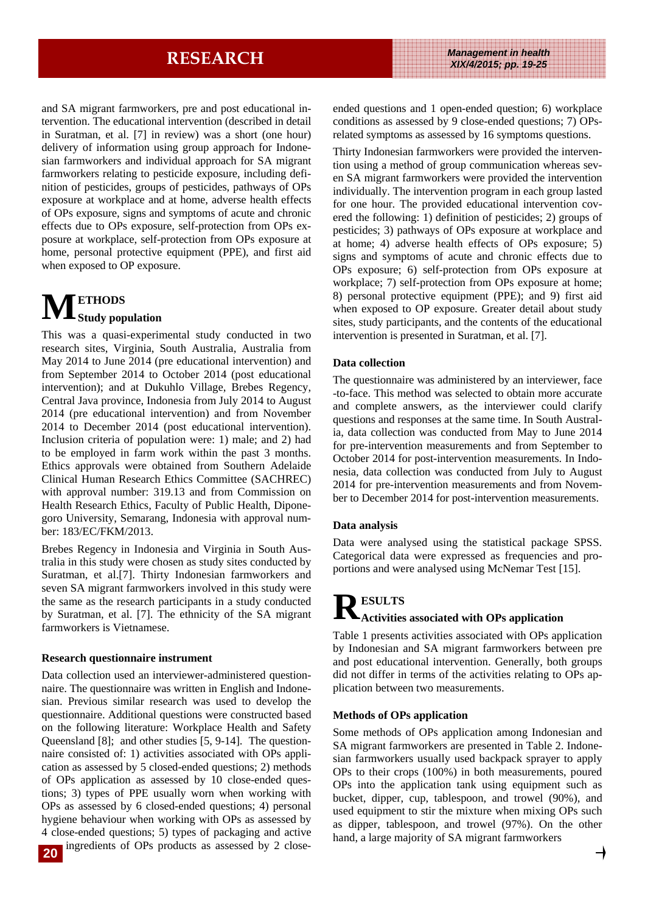and SA migrant farmworkers, pre and post educational intervention. The educational intervention (described in detail in Suratman, et al. [7] in review) was a short (one hour) delivery of information using group approach for Indonesian farmworkers and individual approach for SA migrant farmworkers relating to pesticide exposure, including definition of pesticides, groups of pesticides, pathways of OPs exposure at workplace and at home, adverse health effects of OPs exposure, signs and symptoms of acute and chronic effects due to OPs exposure, self-protection from OPs exposure at workplace, self-protection from OPs exposure at home, personal protective equipment (PPE), and first aid when exposed to OP exposure.

## METHODS

### Study population

This was a quasi-experimental study conducted in two research sites, Virginia, South Australia, Australia from May 2014 to June 2014 (pre educational intervention) and from September 2014 to October 2014 (post educational intervention); and at Dukuhlo Village, Brebes Regency, Central Java province, Indonesia from July 2014 to August 2014 (pre educational intervention) and from November 2014 to December 2014 (post educational intervention). Inclusion criteria of population were: 1) male; and 2) had to be employed in farm work within the past 3 months. Ethics approvals were obtained from Southern Adelaide Clinical Human Research Ethics Committee (SACHREC) with approval number: 319.13 and from Commission on Health Research Ethics, Faculty of Public Health, Diponegoro University, Semarang, Indonesia with approval number: 183/EC/FKM/2013.

Brebes Regency in Indonesia and Virginia in South Australia in this study were chosen as study sites conducted by Suratman, et al.[7]. Thirty Indonesian farmworkers and seven SA migrant farmworkers involved in this study were the same as the research participants in a study conducted by Suratman, et al. [7]. The ethnicity of the SA migrant farmworkers is Vietnamese.

### Research questionnaire instrument

Data collection used an interviewer-administered questionnaire. The questionnaire was written in English and Indonesian. Previous similar research was used to develop the questionnaire. Additional questions were constructed based on the following literature: Workplace Health and Safety Queensland [8]; and other studies [5, 9-14]. The questionnaire consisted of: 1) activities associated with OPs application as assessed by 5 closed-ended questions; 2) methods of OPs application as assessed by 10 close-ended questions; 3) types of PPE usually worn when working with OPs as assessed by 6 closed-ended questions; 4) personal hygiene behaviour when working with OPs as assessed by 4 close-ended questions; 5) types of packaging and active ingredients of OPs products as assessed by 2 close-ended questions and 1 open-ended question; 6) workplace conditions as assessed by 9 close-ended questions; 7) OPs-related symptoms as assessed by 16 symptoms questions.

Thirty Indonesian farmworkers were provided the intervention using a method of group communication whereas seven SA migrant farmworkers were provided the intervention individually. The intervention program in each group lasted for one hour. The provided educational intervention covered the following: 1) definition of pesticides; 2) groups of pesticides; 3) pathways of OPs exposure at workplace and at home; 4) adverse health effects of OPs exposure; 5) signs and symptoms of acute and chronic effects due to OPs exposure; 6) self-protection from OPs exposure at workplace; 7) self-protection from OPs exposure at home; 8) personal protective equipment (PPE); and 9) first aid when exposed to OP exposure. Greater detail about study sites, study participants, and the contents of the educational intervention is presented in Suratman, et al. [7].

### Data collection

The questionnaire was administered by an interviewer, face-to-face. This method was selected to obtain more accurate and complete answers, as the interviewer could clarify questions and responses at the same time. In South Australia, data collection was conducted from May to June 2014 for pre-intervention measurements and from September to October 2014 for post-intervention measurements. In Indonesia, data collection was conducted from July to August 2014 for pre-intervention measurements and from November to December 2014 for post-intervention measurements.

### Data analysis

Data were analysed using the statistical package SPSS. Categorical data were expressed as frequencies and proportions and were analysed using McNemar Test [15].

## RESULTS

### Activities associated with OPs application

Table 1 presents activities associated with OPs application by Indonesian and SA migrant farmworkers between pre and post educational intervention. Generally, both groups did not differ in terms of the activities relating to OPs application between two measurements.

### Methods of OPs application

Some methods of OPs application among Indonesian and SA migrant farmworkers are presented in Table 2. Indonesian farmworkers usually used backpack sprayer to apply OPs to their crops (100%) in both measurements, poured OPs into the application tank using equipment such as bucket, dipper, cup, tablespoon, and trowel (90%), and used equipment to stir the mixture when mixing OPs such as dipper, tablespoon, and trowel (97%). On the other hand, a large majority of SA migrant farmworkers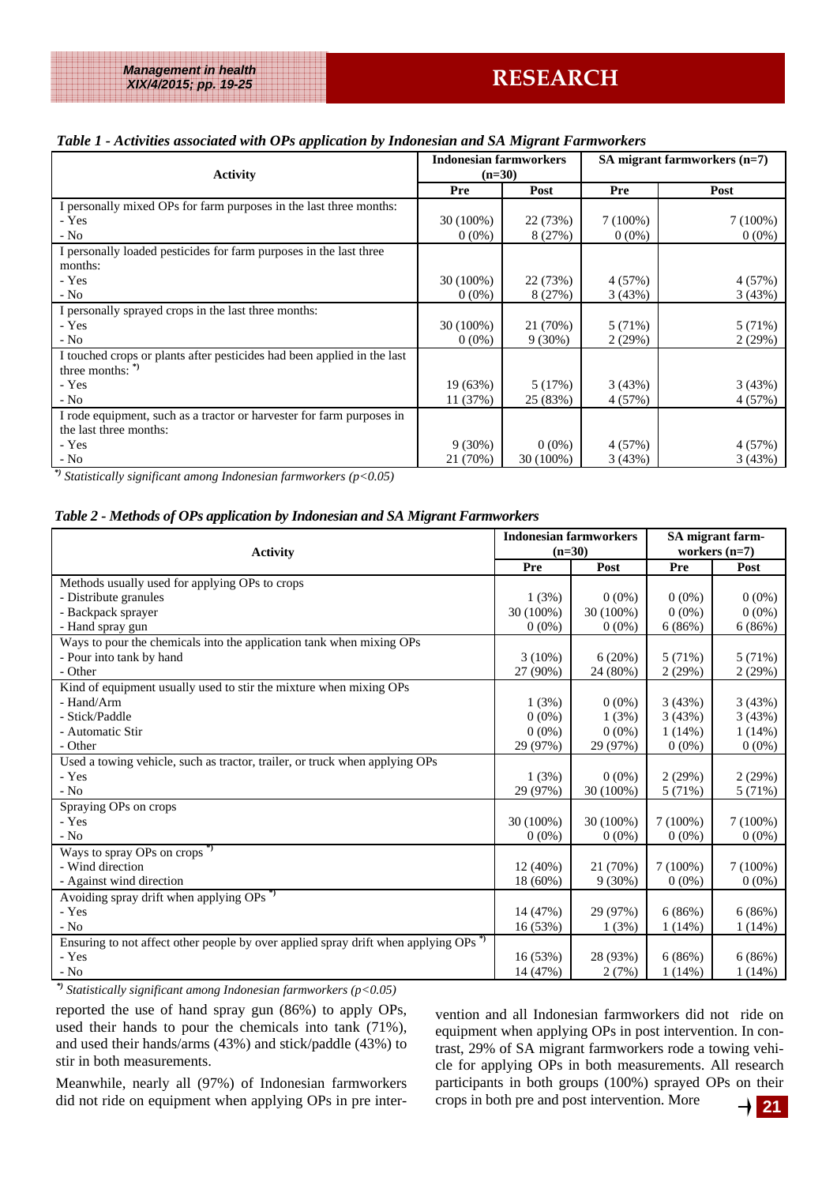*Table 1 - Activities associated with OPs application by Indonesian and SA Migrant Farmworkers*

| Activity | Indonesian farmworkers (n=30) | | SA migrant farmworkers (n=7) | |
|---|---|---|---|---|
| | Pre | Post | Pre | Post |
| I personally mixed OPs for farm purposes in the last three months: | | | | |
| - Yes | 30 (100%) | 22 (73%) | 7 (100%) | 7 (100%) |
| - No | 0 (0%) | 8 (27%) | 0 (0%) | 0 (0%) |
| I personally loaded pesticides for farm purposes in the last three months: | | | | |
| - Yes | 30 (100%) | 22 (73%) | 4 (57%) | 4 (57%) |
| - No | 0 (0%) | 8 (27%) | 3 (43%) | 3 (43%) |
| I personally sprayed crops in the last three months: | | | | |
| - Yes | 30 (100%) | 21 (70%) | 5 (71%) | 5 (71%) |
| - No | 0 (0%) | 9 (30%) | 2 (29%) | 2 (29%) |
| I touched crops or plants after pesticides had been applied in the last three months: *) | | | | |
| - Yes | 19 (63%) | 5 (17%) | 3 (43%) | 3 (43%) |
| - No | 11 (37%) | 25 (83%) | 4 (57%) | 4 (57%) |
| I rode equipment, such as a tractor or harvester for farm purposes in the last three months: | | | | |
| - Yes | 9 (30%) | 0 (0%) | 4 (57%) | 4 (57%) |
| - No | 21 (70%) | 30 (100%) | 3 (43%) | 3 (43%) |

*) *Statistically significant among Indonesian farmworkers ($p<0.05$)*

*Table 2 - Methods of OPs application by Indonesian and SA Migrant Farmworkers*

| Activity | Indonesian farmworkers (n=30) | | SA migrant farm-workers (n=7) | |
|---|---|---|---|---|
| | Pre | Post | Pre | Post |
| Methods usually used for applying OPs to crops | | | | |
| - Distribute granules | 1 (3%) | 0 (0%) | 0 (0%) | 0 (0%) |
| - Backpack sprayer | 30 (100%) | 30 (100%) | 0 (0%) | 0 (0%) |
| - Hand spray gun | 0 (0%) | 0 (0%) | 6 (86%) | 6 (86%) |
| Ways to pour the chemicals into the application tank when mixing OPs | | | | |
| - Pour into tank by hand | 3 (10%) | 6 (20%) | 5 (71%) | 5 (71%) |
| - Other | 27 (90%) | 24 (80%) | 2 (29%) | 2 (29%) |
| Kind of equipment usually used to stir the mixture when mixing OPs | | | | |
| - Hand/Arm | 1 (3%) | 0 (0%) | 3 (43%) | 3 (43%) |
| - Stick/Paddle | 0 (0%) | 1 (3%) | 3 (43%) | 3 (43%) |
| - Automatic Stir | 0 (0%) | 0 (0%) | 1 (14%) | 1 (14%) |
| - Other | 29 (97%) | 29 (97%) | 0 (0%) | 0 (0%) |
| Used a towing vehicle, such as tractor, trailer, or truck when applying OPs | | | | |
| - Yes | 1 (3%) | 0 (0%) | 2 (29%) | 2 (29%) |
| - No | 29 (97%) | 30 (100%) | 5 (71%) | 5 (71%) |
| Spraying OPs on crops | | | | |
| - Yes | 30 (100%) | 30 (100%) | 7 (100%) | 7 (100%) |
| - No | 0 (0%) | 0 (0%) | 0 (0%) | 0 (0%) |
| Ways to spray OPs on crops *) | | | | |
| - Wind direction | 12 (40%) | 21 (70%) | 7 (100%) | 7 (100%) |
| - Against wind direction | 18 (60%) | 9 (30%) | 0 (0%) | 0 (0%) |
| Avoiding spray drift when applying OPs *) | | | | |
| - Yes | 14 (47%) | 29 (97%) | 6 (86%) | 6 (86%) |
| - No | 16 (53%) | 1 (3%) | 1 (14%) | 1 (14%) |
| Ensuring to not affect other people by over applied spray drift when applying OPs *) | | | | |
| - Yes | 16 (53%) | 28 (93%) | 6 (86%) | 6 (86%) |
| - No | 14 (47%) | 2 (7%) | 1 (14%) | 1 (14%) |

*) *Statistically significant among Indonesian farmworkers ($p<0.05$)*

reported the use of hand spray gun (86%) to apply OPs, used their hands to pour the chemicals into tank (71%), and used their hands/arms (43%) and stick/paddle (43%) to stir in both measurements.

Meanwhile, nearly all (97%) of Indonesian farmworkers did not ride on equipment when applying OPs in pre intervention and all Indonesian farmworkers did not ride on equipment when applying OPs in post intervention. In contrast, 29% of SA migrant farmworkers rode a towing vehicle for applying OPs in both measurements. All research participants in both groups (100%) sprayed OPs on their crops in both pre and post intervention. More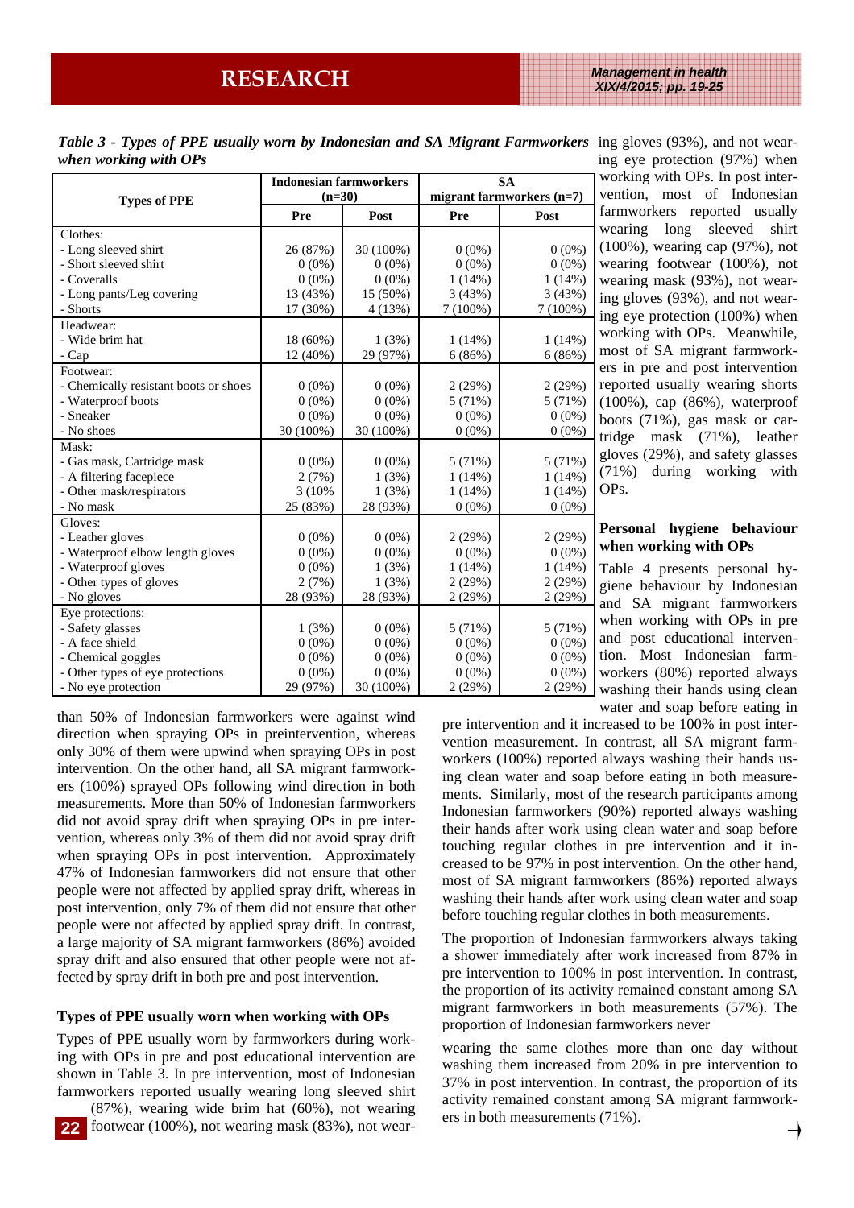*Table 3 - Types of PPE usually worn by Indonesian and SA Migrant Farmworkers when working with OPs*

| Types of PPE | Indonesian farmworkers (n=30) | | SA migrant farmworkers (n=7) | |
|---|---|---|---|---|
| | Pre | Post | Pre | Post |
| Clothes: | | | | |
| - Long sleeved shirt | 26 (87%) | 30 (100%) | 0 (0%) | 0 (0%) |
| - Short sleeved shirt | 0 (0%) | 0 (0%) | 0 (0%) | 0 (0%) |
| - Coveralls | 0 (0%) | 0 (0%) | 1 (14%) | 1 (14%) |
| - Long pants/Leg covering | 13 (43%) | 15 (50%) | 3 (43%) | 3 (43%) |
| - Shorts | 17 (30%) | 4 (13%) | 7 (100%) | 7 (100%) |
| Headwear: | | | | |
| - Wide brim hat | 18 (60%) | 1 (3%) | 1 (14%) | 1 (14%) |
| - Cap | 12 (40%) | 29 (97%) | 6 (86%) | 6 (86%) |
| Footwear: | | | | |
| - Chemically resistant boots or shoes | 0 (0%) | 0 (0%) | 2 (29%) | 2 (29%) |
| - Waterproof boots | 0 (0%) | 0 (0%) | 5 (71%) | 5 (71%) |
| - Sneaker | 0 (0%) | 0 (0%) | 0 (0%) | 0 (0%) |
| - No shoes | 30 (100%) | 30 (100%) | 0 (0%) | 0 (0%) |
| Mask: | | | | |
| - Gas mask, Cartridge mask | 0 (0%) | 0 (0%) | 5 (71%) | 5 (71%) |
| - A filtering facepiece | 2 (7%) | 1 (3%) | 1 (14%) | 1 (14%) |
| - Other mask/respirators | 3 (10% | 1 (3%) | 1 (14%) | 1 (14%) |
| - No mask | 25 (83%) | 28 (93%) | 0 (0%) | 0 (0%) |
| Gloves: | | | | |
| - Leather gloves | 0 (0%) | 0 (0%) | 2 (29%) | 2 (29%) |
| - Waterproof elbow length gloves | 0 (0%) | 0 (0%) | 0 (0%) | 0 (0%) |
| - Waterproof gloves | 0 (0%) | 1 (3%) | 1 (14%) | 1 (14%) |
| - Other types of gloves | 2 (7%) | 1 (3%) | 2 (29%) | 2 (29%) |
| - No gloves | 28 (93%) | 28 (93%) | 2 (29%) | 2 (29%) |
| Eye protections: | | | | |
| - Safety glasses | 1 (3%) | 0 (0%) | 5 (71%) | 5 (71%) |
| - A face shield | 0 (0%) | 0 (0%) | 0 (0%) | 0 (0%) |
| - Chemical goggles | 0 (0%) | 0 (0%) | 0 (0%) | 0 (0%) |
| - Other types of eye protections | 0 (0%) | 0 (0%) | 0 (0%) | 0 (0%) |
| - No eye protection | 29 (97%) | 30 (100%) | 2 (29%) | 2 (29%) |

than 50% of Indonesian farmworkers were against wind direction when spraying OPs in preintervention, whereas only 30% of them were upwind when spraying OPs in post intervention. On the other hand, all SA migrant farmworkers (100%) sprayed OPs following wind direction in both measurements. More than 50% of Indonesian farmworkers did not avoid spray drift when spraying OPs in pre intervention, whereas only 3% of them did not avoid spray drift when spraying OPs in post intervention. Approximately 47% of Indonesian farmworkers did not ensure that other people were not affected by applied spray drift, whereas in post intervention, only 7% of them did not ensure that other people were not affected by applied spray drift. In contrast, a large majority of SA migrant farmworkers (86%) avoided spray drift and also ensured that other people were not affected by spray drift in both pre and post intervention.

### Types of PPE usually worn when working with OPs

Types of PPE usually worn by farmworkers during working with OPs in pre and post educational intervention are shown in Table 3. In pre intervention, most of Indonesian farmworkers reported usually wearing long sleeved shirt (87%), wearing wide brim hat (60%), not wearing footwear (100%), not wearing mask (83%), not wearing gloves (93%), and not wearing eye protection (97%) when working with OPs. In post intervention, most of Indonesian farmworkers reported usually wearing long sleeved shirt (100%), wearing cap (97%), not wearing footwear (100%), not wearing mask (93%), not wearing gloves (93%), and not wearing eye protection (100%) when working with OPs. Meanwhile, most of SA migrant farmworkers in pre and post intervention reported usually wearing shorts (100%), cap (86%), waterproof boots (71%), gas mask or cartridge mask (71%), leather gloves (29%), and safety glasses (71%) during working with OPs.

### Personal hygiene behaviour when working with OPs

Table 4 presents personal hygiene behaviour by Indonesian and SA migrant farmworkers when working with OPs in pre and post educational intervention. Most Indonesian farmworkers (80%) reported always washing their hands using clean water and soap before eating in pre intervention and it increased to be 100% in post intervention measurement. In contrast, all SA migrant farmworkers (100%) reported always washing their hands using clean water and soap before eating in both measurements. Similarly, most of the research participants among Indonesian farmworkers (90%) reported always washing their hands after work using clean water and soap before touching regular clothes in pre intervention and it increased to be 97% in post intervention. On the other hand, most of SA migrant farmworkers (86%) reported always washing their hands after work using clean water and soap before touching regular clothes in both measurements.

The proportion of Indonesian farmworkers always taking a shower immediately after work increased from 87% in pre intervention to 100% in post intervention. In contrast, the proportion of its activity remained constant among SA migrant farmworkers in both measurements (57%). The proportion of Indonesian farmworkers never wearing the same clothes more than one day without washing them increased from 20% in pre intervention to 37% in post intervention. In contrast, the proportion of its activity remained constant among SA migrant farmworkers in both measurements (71%).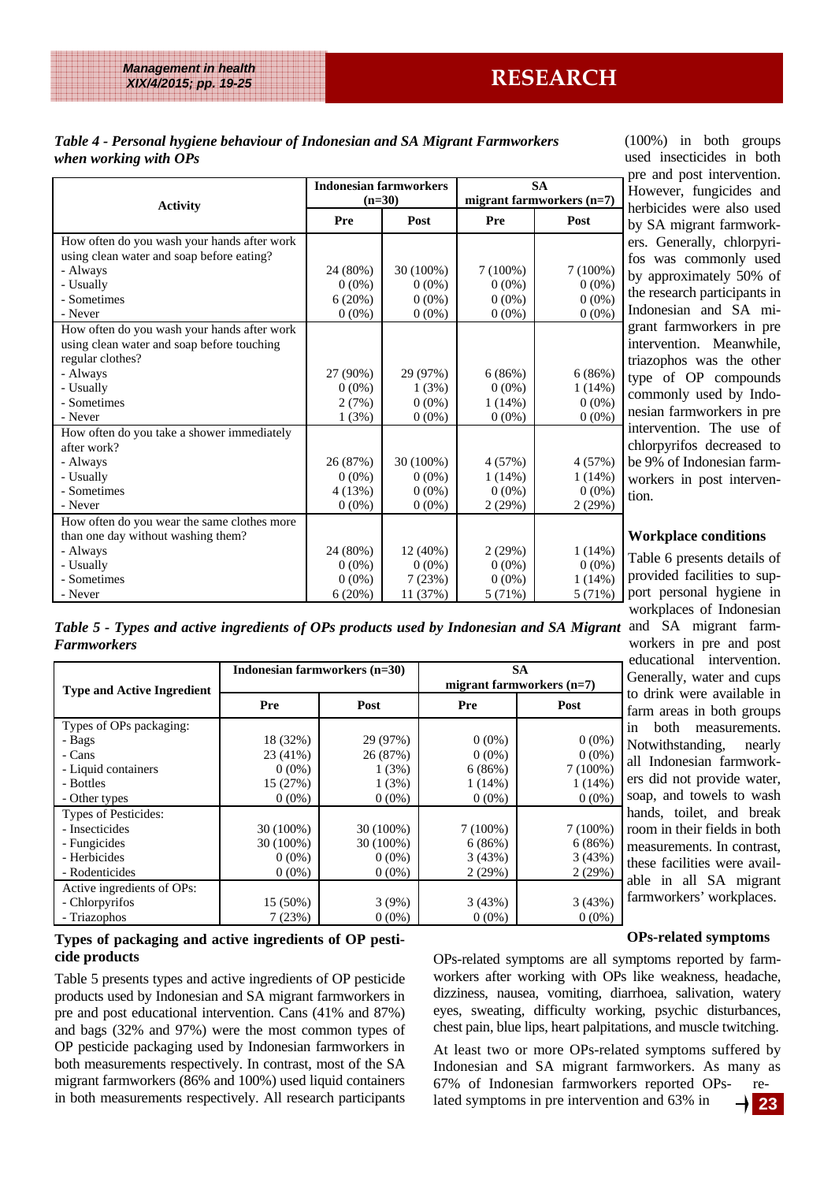*Table 4 - Personal hygiene behaviour of Indonesian and SA Migrant Farmworkers when working with OPs*

| Activity | Indonesian farmworkers (n=30) | | SA migrant farmworkers (n=7) | |
|---|---|---|---|---|
| | Pre | Post | Pre | Post |
| How often do you wash your hands after work using clean water and soap before eating? | | | | |
| - Always | 24 (80%) | 30 (100%) | 7 (100%) | 7 (100%) |
| - Usually | 0 (0%) | 0 (0%) | 0 (0%) | 0 (0%) |
| - Sometimes | 6 (20%) | 0 (0%) | 0 (0%) | 0 (0%) |
| - Never | 0 (0%) | 0 (0%) | 0 (0%) | 0 (0%) |
| How often do you wash your hands after work using clean water and soap before touching regular clothes? | | | | |
| - Always | 27 (90%) | 29 (97%) | 6 (86%) | 6 (86%) |
| - Usually | 0 (0%) | 1 (3%) | 0 (0%) | 1 (14%) |
| - Sometimes | 2 (7%) | 0 (0%) | 1 (14%) | 0 (0%) |
| - Never | 1 (3%) | 0 (0%) | 0 (0%) | 0 (0%) |
| How often do you take a shower immediately after work? | | | | |
| - Always | 26 (87%) | 30 (100%) | 4 (57%) | 4 (57%) |
| - Usually | 0 (0%) | 0 (0%) | 1 (14%) | 1 (14%) |
| - Sometimes | 4 (13%) | 0 (0%) | 0 (0%) | 0 (0%) |
| - Never | 0 (0%) | 0 (0%) | 2 (29%) | 2 (29%) |
| How often do you wear the same clothes more than one day without washing them? | | | | |
| - Always | 24 (80%) | 12 (40%) | 2 (29%) | 1 (14%) |
| - Usually | 0 (0%) | 0 (0%) | 0 (0%) | 0 (0%) |
| - Sometimes | 0 (0%) | 7 (23%) | 0 (0%) | 1 (14%) |
| - Never | 6 (20%) | 11 (37%) | 5 (71%) | 5 (71%) |

*Table 5 - Types and active ingredients of OPs products used by Indonesian and SA Migrant Farmworkers*

| Type and Active Ingredient | Indonesian farmworkers (n=30) | | SA migrant farmworkers (n=7) | |
|---|---|---|---|---|
| | Pre | Post | Pre | Post |
| Types of OPs packaging: | | | | |
| - Bags | 18 (32%) | 29 (97%) | 0 (0%) | 0 (0%) |
| - Cans | 23 (41%) | 26 (87%) | 0 (0%) | 0 (0%) |
| - Liquid containers | 0 (0%) | 1 (3%) | 6 (86%) | 7 (100%) |
| - Bottles | 15 (27%) | 1 (3%) | 1 (14%) | 1 (14%) |
| - Other types | 0 (0%) | 0 (0%) | 0 (0%) | 0 (0%) |
| Types of Pesticides: | | | | |
| - Insecticides | 30 (100%) | 30 (100%) | 7 (100%) | 7 (100%) |
| - Fungicides | 30 (100%) | 30 (100%) | 6 (86%) | 6 (86%) |
| - Herbicides | 0 (0%) | 0 (0%) | 3 (43%) | 3 (43%) |
| - Rodenticides | 0 (0%) | 0 (0%) | 2 (29%) | 2 (29%) |
| Active ingredients of OPs: | | | | |
| - Chlorpyrifos | 15 (50%) | 3 (9%) | 3 (43%) | 3 (43%) |
| - Triazophos | 7 (23%) | 0 (0%) | 0 (0%) | 0 (0%) |

### Types of packaging and active ingredients of OP pesticide products

Table 5 presents types and active ingredients of OP pesticide products used by Indonesian and SA migrant farmworkers in pre and post educational intervention. Cans (41% and 87%) and bags (32% and 97%) were the most common types of OP pesticide packaging used by Indonesian farmworkers in both measurements respectively. In contrast, most of the SA migrant farmworkers (86% and 100%) used liquid containers in both measurements respectively. All research participants (100%) in both groups used insecticides in both pre and post intervention. However, fungicides and herbicides were also used by SA migrant farmworkers. Generally, chlorpyrifos was commonly used by approximately 50% of the research participants in Indonesian and SA migrant farmworkers in pre intervention. Meanwhile, triazophos was the other type of OP compounds commonly used by Indonesian farmworkers in pre intervention. The use of chlorpyrifos decreased to be 9% of Indonesian farmworkers in post intervention.

### Workplace conditions

Table 6 presents details of provided facilities to support personal hygiene in workplaces of Indonesian and SA migrant farmworkers in pre and post educational intervention. Generally, water and cups to drink were available in farm areas in both groups in both measurements. Notwithstanding, nearly all Indonesian farmworkers did not provide water, soap, and towels to wash hands, toilet, and break room in their fields in both measurements. In contrast, these facilities were available in all SA migrant farmworkers' workplaces.

### OPs-related symptoms

OPs-related symptoms are all symptoms reported by farmworkers after working with OPs like weakness, headache, dizziness, nausea, vomiting, diarrhoea, salivation, watery eyes, sweating, difficulty working, psychic disturbances, chest pain, blue lips, heart palpitations, and muscle twitching.

At least two or more OPs-related symptoms suffered by Indonesian and SA migrant farmworkers. As many as 67% of Indonesian farmworkers reported OPs-related symptoms in pre intervention and 63% in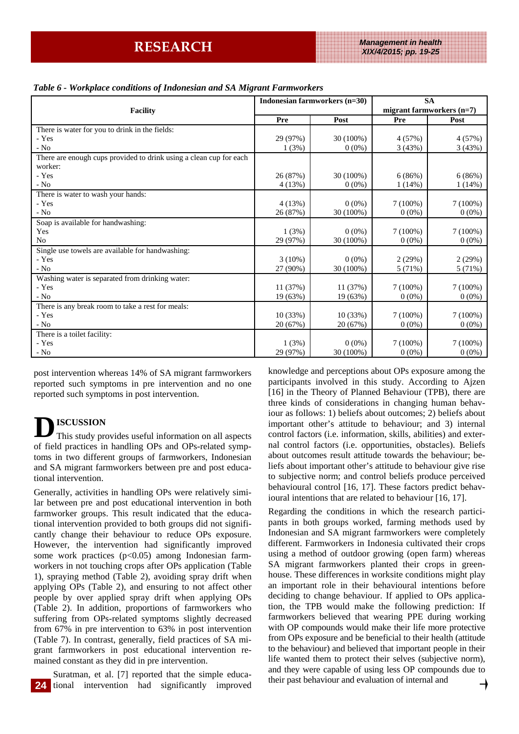*Table 6 - Workplace conditions of Indonesian and SA Migrant Farmworkers*

| Facility | Indonesian farmworkers (n=30) | | SA migrant farmworkers (n=7) | |
|---|---|---|---|---|
| | Pre | Post | Pre | Post |
| There is water for you to drink in the fields: | | | | |
| - Yes | 29 (97%) | 30 (100%) | 4 (57%) | 4 (57%) |
| - No | 1 (3%) | 0 (0%) | 3 (43%) | 3 (43%) |
| There are enough cups provided to drink using a clean cup for each worker: | | | | |
| - Yes | 26 (87%) | 30 (100%) | 6 (86%) | 6 (86%) |
| - No | 4 (13%) | 0 (0%) | 1 (14%) | 1 (14%) |
| There is water to wash your hands: | | | | |
| - Yes | 4 (13%) | 0 (0%) | 7 (100%) | 7 (100%) |
| - No | 26 (87%) | 30 (100%) | 0 (0%) | 0 (0%) |
| Soap is available for handwashing: | | | | |
| Yes | 1 (3%) | 0 (0%) | 7 (100%) | 7 (100%) |
| No | 29 (97%) | 30 (100%) | 0 (0%) | 0 (0%) |
| Single use towels are available for handwashing: | | | | |
| - Yes | 3 (10%) | 0 (0%) | 2 (29%) | 2 (29%) |
| - No | 27 (90%) | 30 (100%) | 5 (71%) | 5 (71%) |
| Washing water is separated from drinking water: | | | | |
| - Yes | 11 (37%) | 11 (37%) | 7 (100%) | 7 (100%) |
| - No | 19 (63%) | 19 (63%) | 0 (0%) | 0 (0%) |
| There is any break room to take a rest for meals: | | | | |
| - Yes | 10 (33%) | 10 (33%) | 7 (100%) | 7 (100%) |
| - No | 20 (67%) | 20 (67%) | 0 (0%) | 0 (0%) |
| There is a toilet facility: | | | | |
| - Yes | 1 (3%) | 0 (0%) | 7 (100%) | 7 (100%) |
| - No | 29 (97%) | 30 (100%) | 0 (0%) | 0 (0%) |

post intervention whereas 14% of SA migrant farmworkers reported such symptoms in pre intervention and no one reported such symptoms in post intervention.

## DISCUSSION

This study provides useful information on all aspects of field practices in handling OPs and OPs-related symptoms in two different groups of farmworkers, Indonesian and SA migrant farmworkers between pre and post educational intervention.

Generally, activities in handling OPs were relatively similar between pre and post educational intervention in both farmworker groups. This result indicated that the educational intervention provided to both groups did not significantly change their behaviour to reduce OPs exposure. However, the intervention had significantly improved some work practices ($p<0.05$) among Indonesian farmworkers in not touching crops after OPs application (Table 1), spraying method (Table 2), avoiding spray drift when applying OPs (Table 2), and ensuring to not affect other people by over applied spray drift when applying OPs (Table 2). In addition, proportions of farmworkers who suffering from OPs-related symptoms slightly decreased from 67% in pre intervention to 63% in post intervention (Table 7). In contrast, generally, field practices of SA migrant farmworkers in post educational intervention remained constant as they did in pre intervention.

Suratman, et al. [7] reported that the simple educational intervention had significantly improved knowledge and perceptions about OPs exposure among the participants involved in this study. According to Ajzen [16] in the Theory of Planned Behaviour (TPB), there are three kinds of considerations in changing human behaviour as follows: 1) beliefs about outcomes; 2) beliefs about important other's attitude to behaviour; and 3) internal control factors (i.e. information, skills, abilities) and external control factors (i.e. opportunities, obstacles). Beliefs about outcomes result attitude towards the behaviour; beliefs about important other's attitude to behaviour give rise to subjective norm; and control beliefs produce perceived behavioural control [16, 17]. These factors predict behavioural intentions that are related to behaviour [16, 17].

Regarding the conditions in which the research participants in both groups worked, farming methods used by Indonesian and SA migrant farmworkers were completely different. Farmworkers in Indonesia cultivated their crops using a method of outdoor growing (open farm) whereas SA migrant farmworkers planted their crops in greenhouse. These differences in worksite conditions might play an important role in their behavioural intentions before deciding to change behaviour. If applied to OPs application, the TPB would make the following prediction: If farmworkers believed that wearing PPE during working with OP compounds would make their life more protective from OPs exposure and be beneficial to their health (attitude to the behaviour) and believed that important people in their life wanted them to protect their selves (subjective norm), and they were capable of using less OP compounds due to their past behaviour and evaluation of internal and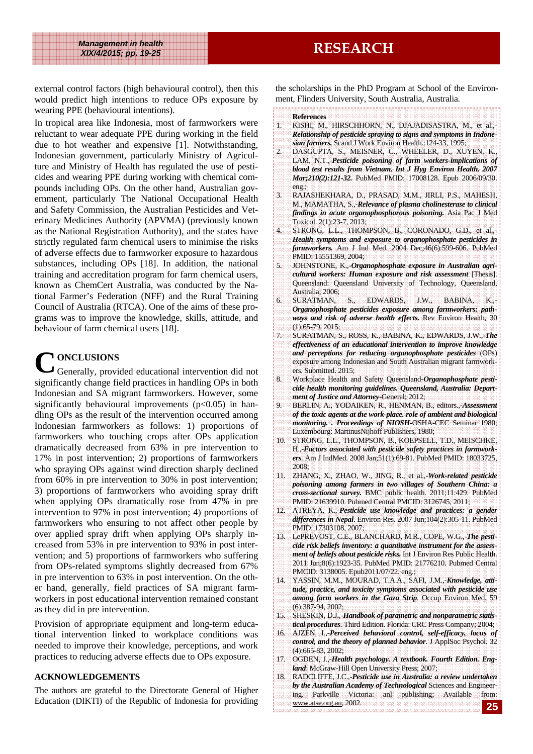external control factors (high behavioural control), then this would predict high intentions to reduce OPs exposure by wearing PPE (behavioural intentions).

In tropical area like Indonesia, most of farmworkers were reluctant to wear adequate PPE during working in the field due to hot weather and expensive [1]. Notwithstanding, Indonesian government, particularly Ministry of Agriculture and Ministry of Health has regulated the use of pesticides and wearing PPE during working with chemical compounds including OPs. On the other hand, Australian government, particularly The National Occupational Health and Safety Commission, the Australian Pesticides and Veterinary Medicines Authority (APVMA) (previously known as the National Registration Authority), and the states have strictly regulated farm chemical users to minimise the risks of adverse effects due to farmworker exposure to hazardous substances, including OPs [18]. In addition, the national training and accreditation program for farm chemical users, known as ChemCert Australia, was conducted by the National Farmer's Federation (NFF) and the Rural Training Council of Australia (RTCA). One of the aims of these programs was to improve the knowledge, skills, attitude, and behaviour of farm chemical users [18].

## CONCLUSIONS

Generally, provided educational intervention did not significantly change field practices in handling OPs in both Indonesian and SA migrant farmworkers. However, some significantly behavioural improvements ($p<0.05$) in handling OPs as the result of the intervention occurred among Indonesian farmworkers as follows: 1) proportions of farmworkers who touching crops after OPs application dramatically decreased from 63% in pre intervention to 17% in post intervention; 2) proportions of farmworkers who spraying OPs against wind direction sharply declined from 60% in pre intervention to 30% in post intervention; 3) proportions of farmworkers who avoiding spray drift when applying OPs dramatically rose from 47% in pre intervention to 97% in post intervention; 4) proportions of farmworkers who ensuring to not affect other people by over applied spray drift when applying OPs sharply increased from 53% in pre intervention to 93% in post intervention; and 5) proportions of farmworkers who suffering from OPs-related symptoms slightly decreased from 67% in pre intervention to 63% in post intervention. On the other hand, generally, field practices of SA migrant farmworkers in post educational intervention remained constant as they did in pre intervention.

Provision of appropriate equipment and long-term educational intervention linked to workplace conditions was needed to improve their knowledge, perceptions, and work practices to reducing adverse effects due to OPs exposure.

## ACKNOWLEDGEMENTS

The authors are grateful to the Directorate General of Higher Education (DIKTI) of the Republic of Indonesia for providing the scholarships in the PhD Program at School of the Environment, Flinders University, South Australia, Australia.

## References

1. KISHI, M., HIRSCHHORN, N., DJAJADISASTRA, M., et al.,-*Relationship of pesticide spraying to signs and symptoms in Indonesian farmers.* Scand J Work Environ Health.:124-33, 1995;
2. DASGUPTA, S., MEISNER, C., WHEELER, D., XUYEN, K., LAM, N.T.,-*Pesticide poisoning of farm workers-implications of blood test results from Vietnam. Int J Hyg Environ Health. 2007 Mar;210(2):121-32.* PubMed PMID: 17008128. Epub 2006/09/30. eng.;
3. RAJASHEKHARA, D., PRASAD, M.M., JIRLI, P.S., MAHESH, M., MAMATHA, S.,-*Relevance of plasma cholinesterase to clinical findings in acute organophosphorous poisoning.* Asia Pac J Med Toxicol. 2(1):23-7, 2013;
4. STRONG, L.L., THOMPSON, B., CORONADO, G.D., et al.,-*Health symptoms and exposure to organophosphate pesticides in farmworkers.* Am J Ind Med. 2004 Dec;46(6):599-606. PubMed PMID: 15551369, 2004;
5. JOHNSTONE, K.,-*Organophosphate exposure in Australian agricultural workers: Human exposure and risk assessment* [Thesis]. Queensland: Queensland University of Technology, Queensland, Australia; 2006;
6. SURATMAN, S., EDWARDS, J.W., BABINA, K.,-*Organophosphate pesticides exposure among farmworkers: pathways and risk of adverse health effects.* Rev Environ Health, 30 (1):65-79, 2015;
7. SURATMAN, S., ROSS, K., BABINA, K., EDWARDS, J.W.,-*The effectiveness of an educational intervention to improve knowledge and perceptions for reducing organophosphate pesticides* (OPs) exposure among Indonesian and South Australian migrant farmworkers. Submitted. 2015;
8. Workplace Health and Safety Queensland-*Organophosphate pesticide health monitoring guidelines. Queensland, Australia: Department of Justice and Attorney*-General; 2012;
9. BERLIN, A., YODAIKEN, R., HENMAN, B., editors.,-*Assessment of the toxic agents at the work-place. role of ambient and biological monitoring. . Proceedings of NIOSH*-OSHA-CEC Seminar 1980; Luxembourg: MartinusNijhoff Publishers, 1980;
10. STRONG, L.L., THOMPSON, B., KOEPSELL, T.D., MEISCHKE, H.,-*Factors associated with pesticide safety practices in farmworkers.* Am J IndMed. 2008 Jan;51(1):69-81. PubMed PMID: 18033725, 2008;
11. ZHANG, X., ZHAO, W., JING, R., et al.,-*Work-related pesticide poisoning among farmers in two villages of Southern China: a cross-sectional survey.* BMC public health. 2011;11:429. PubMed PMID: 21639910. Pubmed Central PMCID: 3126745, 2011;
12. ATREYA, K.,-*Pesticide use knowledge and practices: a gender differences in Nepal*. Environ Res. 2007 Jun;104(2):305-11. PubMed PMID: 17303108, 2007;
13. LePREVOST, C.E., BLANCHARD, M.R., COPE, W.G.,-*The pesticide risk beliefs inventory: a quantitative instrument for the assessment of beliefs about pesticide risks.* Int J Environ Res Public Health. 2011 Jun;8(6):1923-35. PubMed PMID: 21776210. Pubmed Central PMCID: 3138005. Epub2011/07/22. eng.;
14. YASSIN, M.M., MOURAD, T.A.A., SAFI, J.M.,-*Knowledge, attitude, practice, and toxicity symptoms associated with pesticide use among farm workers in the Gaza Strip*. Occup Environ Med. 59 (6):387-94, 2002;
15. SHESKIN, D.J.,-*Handbook of parametric and nonparametric statistical procedures*. Third Edition. Florida: CRC Press Company; 2004;
16. AJZEN, I.,-*Perceived behavioral control, self-efficacy, locus of control, and the theory of planned behavior*. J ApplSoc Psychol. 32 (4):665-83, 2002;
17. OGDEN, J.,-*Health psychology. A textbook. Fourth Edition. England*: McGraw-Hill Open University Press; 2007;
18. RADCLIFFE, J.C.,-*Pesticide use in Australia: a review undertaken by the Australian Academy of Technological* Sciences and Engineering. Parkville Victoria: anl publishing; Available from: www.atse.org.au, 2002.